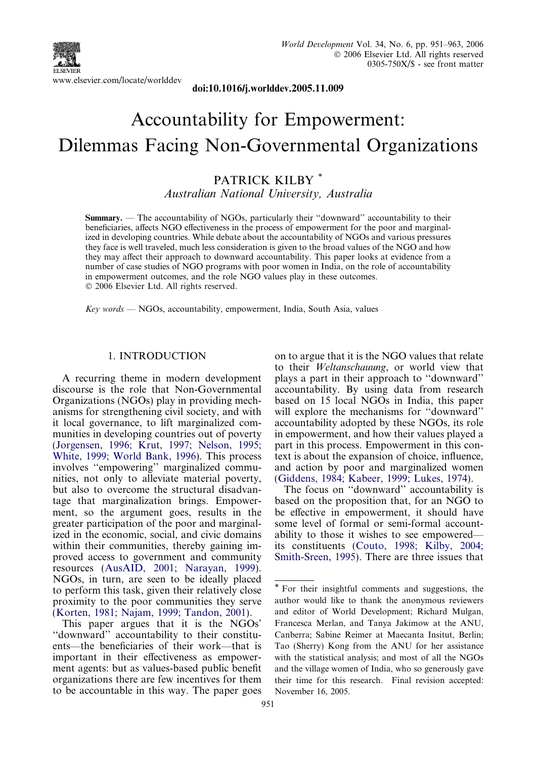www.elsevier.com/locate/worlddev

doi:10.1016/j.worlddev.2005.11.009

# Accountability for Empowerment: Dilemmas Facing Non-Governmental Organizations

PATRICK KILBY *

*Australian National University, Australia*

**Summary.** — The accountability of NGOs, particularly their ''downward'' accountability to their beneficiaries, affects NGO effectiveness in the process of empowerment for the poor and marginalized in developing countries. While debate about the accountability of NGOs and various pressures they face is well traveled, much less consideration is given to the broad values of the NGO and how they may affect their approach to downward accountability. This paper looks at evidence from a number of case studies of NGO programs with poor women in India, on the role of accountability in empowerment outcomes, and the role NGO values play in these outcomes.
© 2006 Elsevier Ltd. All rights reserved.

*Key words* — NGOs, accountability, empowerment, India, South Asia, values

## 1. INTRODUCTION

A recurring theme in modern development discourse is the role that Non-Governmental Organizations (NGOs) play in providing mechanisms for strengthening civil society, and with it local governance, to lift marginalized communities in developing countries out of poverty (Jorgensen, 1996; Krut, 1997; Nelson, 1995; White, 1999; World Bank, 1996). This process involves ''empowering'' marginalized communities, not only to alleviate material poverty, but also to overcome the structural disadvantage that marginalization brings. Empowerment, so the argument goes, results in the greater participation of the poor and marginalized in the economic, social, and civic domains within their communities, thereby gaining improved access to government and community resources (AusAID, 2001; Narayan, 1999). NGOs, in turn, are seen to be ideally placed to perform this task, given their relatively close proximity to the poor communities they serve (Korten, 1981; Najam, 1999; Tandon, 2001).

This paper argues that it is the NGOs' ''downward'' accountability to their constituents—the beneficiaries of their work—that is important in their effectiveness as empowerment agents: but as values-based public benefit organizations there are few incentives for them to be accountable in this way. The paper goes on to argue that it is the NGO values that relate to their *Weltanschauung*, or world view that plays a part in their approach to ''downward'' accountability. By using data from research based on 15 local NGOs in India, this paper will explore the mechanisms for ''downward'' accountability adopted by these NGOs, its role in empowerment, and how their values played a part in this process. Empowerment in this context is about the expansion of choice, influence, and action by poor and marginalized women (Giddens, 1984; Kabeer, 1999; Lukes, 1974).

The focus on ''downward'' accountability is based on the proposition that, for an NGO to be effective in empowerment, it should have some level of formal or semi-formal accountability to those it wishes to see empowered—its constituents (Couto, 1998; Kilby, 2004; Smith-Sreen, 1995). There are three issues that

---

* For their insightful comments and suggestions, the author would like to thank the anonymous reviewers and editor of World Development; Richard Mulgan, Francesca Merlan, and Tanya Jakimow at the ANU, Canberra; Sabine Reimer at Maecanta Insitut, Berlin; Tao (Sherry) Kong from the ANU for her assistance with the statistical analysis; and most of all the NGOs and the village women of India, who so generously gave their time for this research. Final revision accepted: November 16, 2005.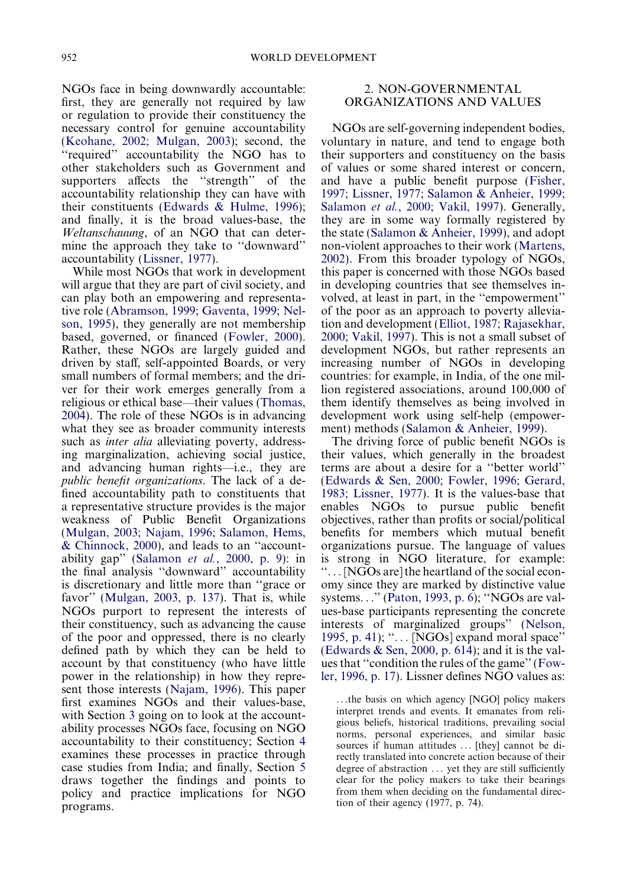NGOs face in being downwardly accountable: first, they are generally not required by law or regulation to provide their constituency the necessary control for genuine accountability (Keohane, 2002; Mulgan, 2003); second, the "required" accountability the NGO has to other stakeholders such as Government and supporters affects the "strength" of the accountability relationship they can have with their constituents (Edwards & Hulme, 1996); and finally, it is the broad values-base, the *Weltanschauung*, of an NGO that can determine the approach they take to "downward" accountability (Lissner, 1977).

While most NGOs that work in development will argue that they are part of civil society, and can play both an empowering and representative role (Abramson, 1999; Gaventa, 1999; Nelson, 1995), they generally are not membership based, governed, or financed (Fowler, 2000). Rather, these NGOs are largely guided and driven by staff, self-appointed Boards, or very small numbers of formal members; and the driver for their work emerges generally from a religious or ethical base—their values (Thomas, 2004). The role of these NGOs is in advancing what they see as broader community interests such as *inter alia* alleviating poverty, addressing marginalization, achieving social justice, and advancing human rights—i.e., they are *public benefit organizations*. The lack of a defined accountability path to constituents that a representative structure provides is the major weakness of Public Benefit Organizations (Mulgan, 2003; Najam, 1996; Salamon, Hems, & Chinnock, 2000), and leads to an "accountability gap" (Salamon *et al.*, 2000, p. 9): in the final analysis "downward" accountability is discretionary and little more than "grace or favor" (Mulgan, 2003, p. 137). That is, while NGOs purport to represent the interests of their constituency, such as advancing the cause of the poor and oppressed, there is no clearly defined path by which they can be held to account by that constituency (who have little power in the relationship) in how they represent those interests (Najam, 1996). This paper first examines NGOs and their values-base, with Section 3 going on to look at the accountability processes NGOs face, focusing on NGO accountability to their constituency; Section 4 examines these processes in practice through case studies from India; and finally, Section 5 draws together the findings and points to policy and practice implications for NGO programs.

## 2. NON-GOVERNMENTAL ORGANIZATIONS AND VALUES

NGOs are self-governing independent bodies, voluntary in nature, and tend to engage both their supporters and constituency on the basis of values or some shared interest or concern, and have a public benefit purpose (Fisher, 1997; Lissner, 1977; Salamon & Anheier, 1999; Salamon *et al.*, 2000; Vakil, 1997). Generally, they are in some way formally registered by the state (Salamon & Anheier, 1999), and adopt non-violent approaches to their work (Martens, 2002). From this broader typology of NGOs, this paper is concerned with those NGOs based in developing countries that see themselves involved, at least in part, in the "empowerment" of the poor as an approach to poverty alleviation and development (Elliot, 1987; Rajasekhar, 2000; Vakil, 1997). This is not a small subset of development NGOs, but rather represents an increasing number of NGOs in developing countries: for example, in India, of the one million registered associations, around 100,000 of them identify themselves as being involved in development work using self-help (empowerment) methods (Salamon & Anheier, 1999).

The driving force of public benefit NGOs is their values, which generally in the broadest terms are about a desire for a "better world" (Edwards & Sen, 2000; Fowler, 1996; Gerard, 1983; Lissner, 1977). It is the values-base that enables NGOs to pursue public benefit objectives, rather than profits or social/political benefits for members which mutual benefit organizations pursue. The language of values is strong in NGO literature, for example: "… [NGOs are] the heartland of the social economy since they are marked by distinctive value systems…" (Paton, 1993, p. 6); "NGOs are values-base participants representing the concrete interests of marginalized groups" (Nelson, 1995, p. 41); "… [NGOs] expand moral space" (Edwards & Sen, 2000, p. 614); and it is the values that "condition the rules of the game" (Fowler, 1996, p. 17). Lissner defines NGO values as:

> …the basis on which agency [NGO] policy makers interpret trends and events. It emanates from religious beliefs, historical traditions, prevailing social norms, personal experiences, and similar basic sources if human attitudes … [they] cannot be directly translated into concrete action because of their degree of abstraction … yet they are still sufficiently clear for the policy makers to take their bearings from them when deciding on the fundamental direction of their agency (1977, p. 74).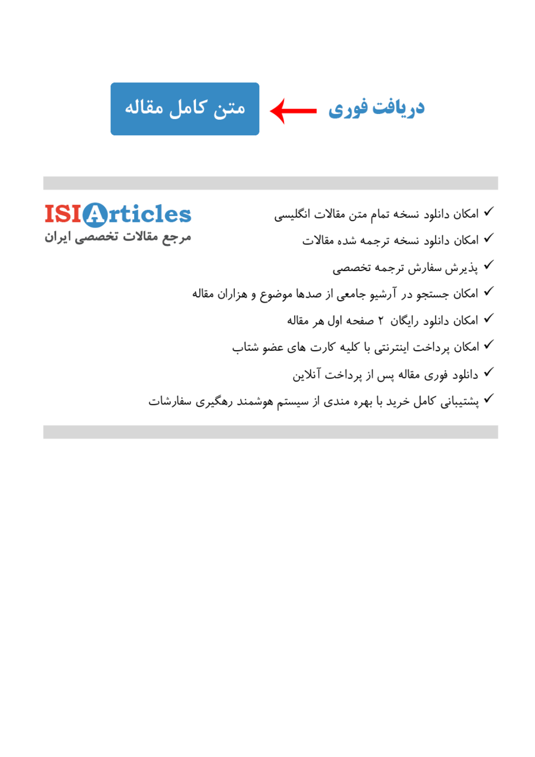دریافت فوری ← متن کامل مقاله

**ISIArticles**
مرجع مقالات تخصصی ایران

- ✓ امکان دانلود نسخه تمام متن مقالات انگلیسی
- ✓ امکان دانلود نسخه ترجمه شده مقالات
- ✓ پذیرش سفارش ترجمه تخصصی
- ✓ امکان جستجو در آرشیو جامعی از صدها موضوع و هزاران مقاله
- ✓ امکان دانلود رایگان ۲ صفحه اول هر مقاله
- ✓ امکان پرداخت اینترنتی با کلیه کارت های عضو شتاب
- ✓ دانلود فوری مقاله پس از پرداخت آنلاین
- ✓ پشتیبانی کامل خرید با بهره مندی از سیستم هوشمند رهگیری سفارشات